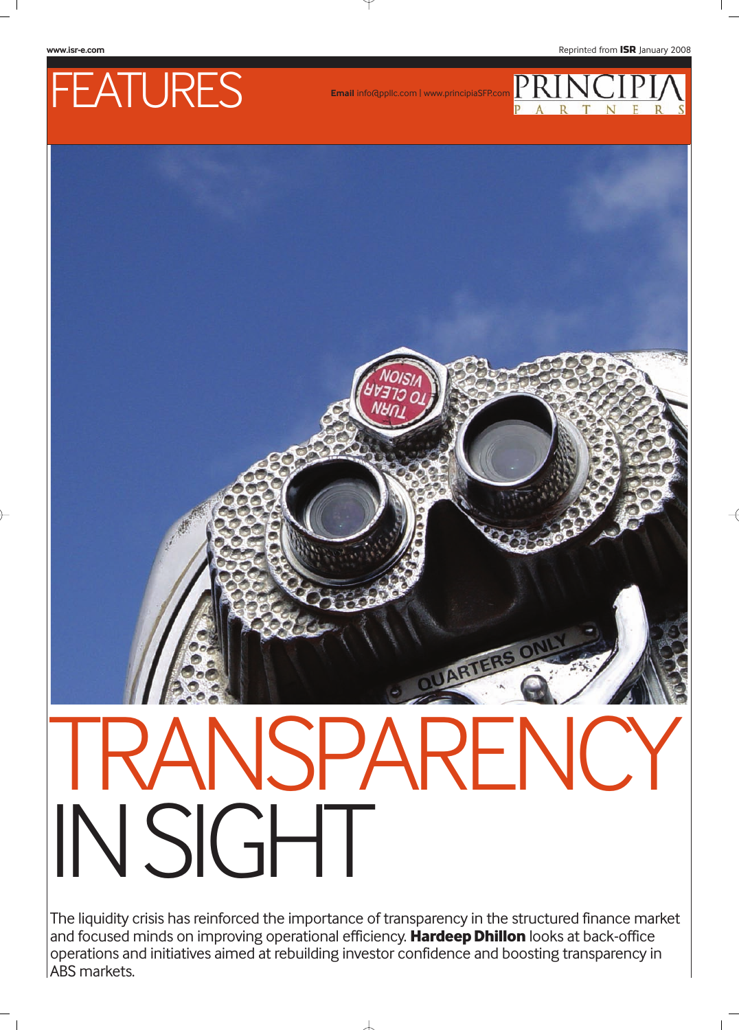FEATURES

**Email** info@ppllc.com | www.principiaSFP.com

PRINCIPIA PARTNERS

# TRANSPARENCY IN SIGHT

The liquidity crisis has reinforced the importance of transparency in the structured finance market and focused minds on improving operational efficiency. **Hardeep Dhillon** looks at back-office operations and initiatives aimed at rebuilding investor confidence and boosting transparency in ABS markets.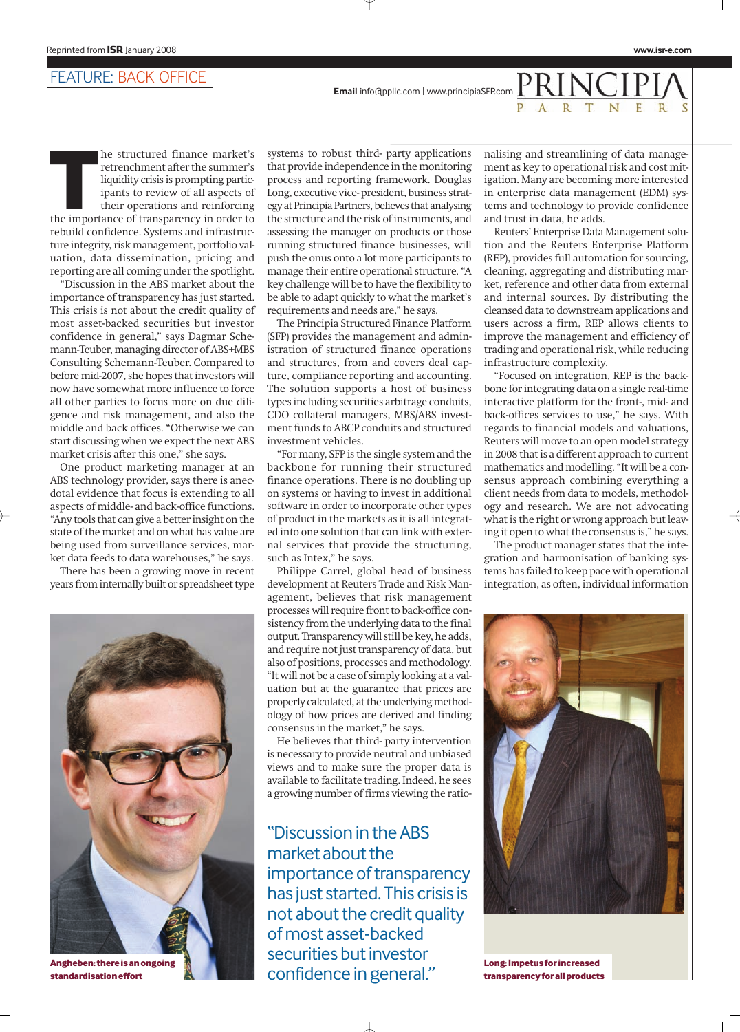FEATURE: BACK OFFICE

**Email** info@pplc.com | www.principiaSFP.com

PRINCIPIA PARTNERS

The structured finance market's retrenchment after the summer's liquidity crisis is prompting participants to review of all aspects of their operations and reinforcing the importance of transparency in order to rebuild confidence. Systems and infrastructure integrity, risk management, portfolio valuation, data dissemination, pricing and reporting are all coming under the spotlight.

"Discussion in the ABS market about the importance of transparency has just started. This crisis is not about the credit quality of most asset-backed securities but investor confidence in general," says Dagmar Schemann-Teuber, managing director of ABS+MBS Consulting Schemann-Teuber. Compared to before mid-2007, she hopes that investors will now have somewhat more influence to force all other parties to focus more on due diligence and risk management, and also the middle and back offices. "Otherwise we can start discussing when we expect the next ABS market crisis after this one," she says.

One product marketing manager at an ABS technology provider, says there is anecdotal evidence that focus is extending to all aspects of middle- and back-office functions. "Any tools that can give a better insight on the state of the market and on what has value are being used from surveillance services, market data feeds to data warehouses," he says.

There has been a growing move in recent years from internally built or spreadsheet type systems to robust third- party applications that provide independence in the monitoring process and reporting framework. Douglas Long, executive vice- president, business strategy at Principia Partners, believes that analysing the structure and the risk of instruments, and assessing the manager on products or those running structured finance businesses, will push the onus onto a lot more participants to manage their entire operational structure. "A key challenge will be to have the flexibility to be able to adapt quickly to what the market's requirements and needs are," he says.

The Principia Structured Finance Platform (SFP) provides the management and administration of structured finance operations and structures, from and covers deal capture, compliance reporting and accounting. The solution supports a host of business types including securities arbitrage conduits, CDO collateral managers, MBS/ABS investment funds to ABCP conduits and structured investment vehicles.

"For many, SFP is the single system and the backbone for running their structured finance operations. There is no doubling up on systems or having to invest in additional software in order to incorporate other types of product in the markets as it is all integrated into one solution that can link with external services that provide the structuring, such as Intex," he says.

Philippe Carrel, global head of business development at Reuters Trade and Risk Management, believes that risk management processes will require front to back-office consistency from the underlying data to the final output. Transparency will still be key, he adds, and require not just transparency of data, but also of positions, processes and methodology. "It will not be a case of simply looking at a valuation but at the guarantee that prices are properly calculated, at the underlying methodology of how prices are derived and finding consensus in the market," he says.

He believes that third- party intervention is necessary to provide neutral and unbiased views and to make sure the proper data is available to facilitate trading. Indeed, he sees a growing number of firms viewing the rationalising and streamlining of data management as key to operational risk and cost mitigation. Many are becoming more interested in enterprise data management (EDM) systems and technology to provide confidence and trust in data, he adds.

Reuters' Enterprise Data Management solution and the Reuters Enterprise Platform (REP), provides full automation for sourcing, cleaning, aggregating and distributing market, reference and other data from external and internal sources. By distributing the cleansed data to downstream applications and users across a firm, REP allows clients to improve the management and efficiency of trading and operational risk, while reducing infrastructure complexity.

"Focused on integration, REP is the backbone for integrating data on a single real-time interactive platform for the front-, mid- and back-offices services to use," he says. With regards to financial models and valuations, Reuters will move to an open model strategy in 2008 that is a different approach to current mathematics and modelling. "It will be a consensus approach combining everything a client needs from data to models, methodology and research. We are not advocating what is the right or wrong approach but leaving it open to what the consensus is," he says.

The product manager states that the integration and harmonisation of banking systems has failed to keep pace with operational integration, as often, individual information

**Angheben: there is an ongoing standardisation effort**

"Discussion in the ABS market about the importance of transparency has just started. This crisis is not about the credit quality of most asset-backed securities but investor confidence in general."

**Long: Impetus for increased transparency for all products**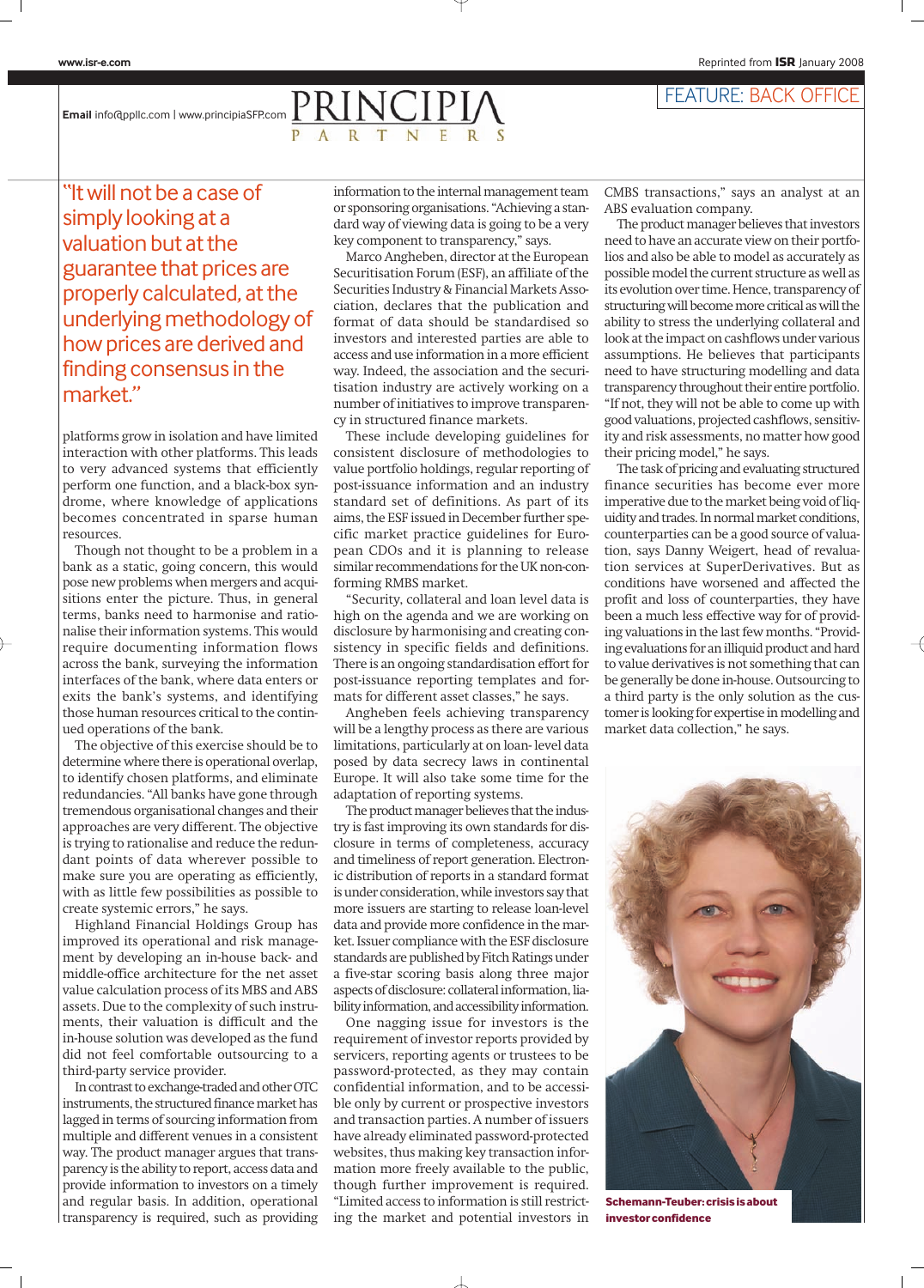"It will not be a case of simply looking at a valuation but at the guarantee that prices are properly calculated, at the underlying methodology of how prices are derived and finding consensus in the market."

platforms grow in isolation and have limited interaction with other platforms. This leads to very advanced systems that efficiently perform one function, and a black-box syndrome, where knowledge of applications becomes concentrated in sparse human resources.

Though not thought to be a problem in a bank as a static, going concern, this would pose new problems when mergers and acquisitions enter the picture. Thus, in general terms, banks need to harmonise and rationalise their information systems. This would require documenting information flows across the bank, surveying the information interfaces of the bank, where data enters or exits the bank's systems, and identifying those human resources critical to the continued operations of the bank.

The objective of this exercise should be to determine where there is operational overlap, to identify chosen platforms, and eliminate redundancies. "All banks have gone through tremendous organisational changes and their approaches are very different. The objective is trying to rationalise and reduce the redundant points of data wherever possible to make sure you are operating as efficiently, with as little few possibilities as possible to create systemic errors," he says.

Highland Financial Holdings Group has improved its operational and risk management by developing an in-house back- and middle-office architecture for the net asset value calculation process of its MBS and ABS assets. Due to the complexity of such instruments, their valuation is difficult and the in-house solution was developed as the fund did not feel comfortable outsourcing to a third-party service provider.

In contrast to exchange-traded and other OTC instruments, the structured finance market has lagged in terms of sourcing information from multiple and different venues in a consistent way. The product manager argues that transparency is the ability to report, access data and provide information to investors on a timely and regular basis. In addition, operational transparency is required, such as providing information to the internal management team or sponsoring organisations. "Achieving a standard way of viewing data is going to be a very key component to transparency," says.

Marco Angheben, director at the European Securitisation Forum (ESF), an affiliate of the Securities Industry & Financial Markets Association, declares that the publication and format of data should be standardised so investors and interested parties are able to access and use information in a more efficient way. Indeed, the association and the securitisation industry are actively working on a number of initiatives to improve transparency in structured finance markets.

These include developing guidelines for consistent disclosure of methodologies to value portfolio holdings, regular reporting of post-issuance information and an industry standard set of definitions. As part of its aims, the ESF issued in December further specific market practice guidelines for European CDOs and it is planning to release similar recommendations for the UK non-conforming RMBS market.

"Security, collateral and loan level data is high on the agenda and we are working on disclosure by harmonising and creating consistency in specific fields and definitions. There is an ongoing standardisation effort for post-issuance reporting templates and formats for different asset classes," he says.

Angheben feels achieving transparency will be a lengthy process as there are various limitations, particularly at on loan- level data posed by data secrecy laws in continental Europe. It will also take some time for the adaptation of reporting systems.

The product manager believes that the industry is fast improving its own standards for disclosure in terms of completeness, accuracy and timeliness of report generation. Electronic distribution of reports in a standard format is under consideration, while investors say that more issuers are starting to release loan-level data and provide more confidence in the market. Issuer compliance with the ESF disclosure standards are published by Fitch Ratings under a five-star scoring basis along three major aspects of disclosure: collateral information, liability information, and accessibility information.

One nagging issue for investors is the requirement of investor reports provided by servicers, reporting agents or trustees to be password-protected, as they may contain confidential information, and to be accessible only by current or prospective investors and transaction parties. A number of issuers have already eliminated password-protected websites, thus making key transaction information more freely available to the public, though further improvement is required. "Limited access to information is still restricting the market and potential investors in CMBS transactions," says an analyst at an ABS evaluation company.

The product manager believes that investors need to have an accurate view on their portfolios and also be able to model as accurately as possible model the current structure as well as its evolution over time. Hence, transparency of structuring will become more critical as will the ability to stress the underlying collateral and look at the impact on cashflows under various assumptions. He believes that participants need to have structuring modelling and data transparency throughout their entire portfolio. "If not, they will not be able to come up with good valuations, projected cashflows, sensitivity and risk assessments, no matter how good their pricing model," he says.

The task of pricing and evaluating structured finance securities has become ever more imperative due to the market being void of liquidity and trades. In normal market conditions, counterparties can be a good source of valuation, says Danny Weigert, head of revaluation services at SuperDerivatives. But as conditions have worsened and affected the profit and loss of counterparties, they have been a much less effective way for of providing valuations in the last few months. "Providing evaluations for an illiquid product and hard to value derivatives is not something that can be generally be done in-house. Outsourcing to a third party is the only solution as the customer is looking for expertise in modelling and market data collection," he says.

**Schemann-Teuber: crisis is about investor confidence**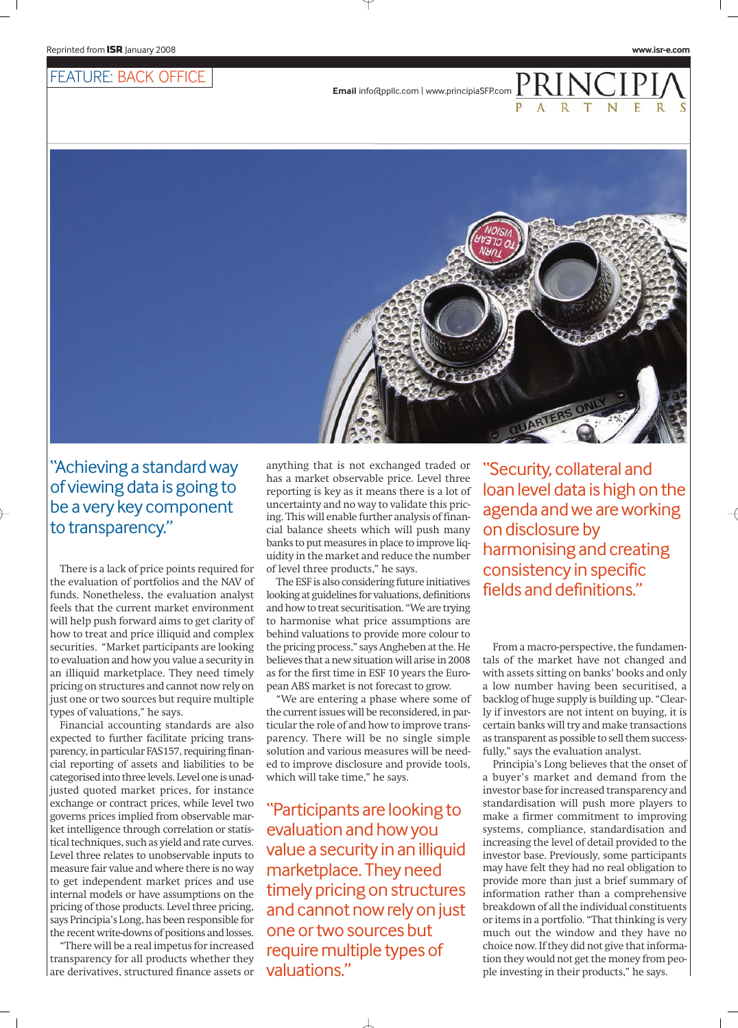FEATURE: BACK OFFICE

**Email** info@pplc.com | www.principiaSFP.com

PRINCIPIA PARTNERS

"Achieving a standard way of viewing data is going to be a very key component to transparency."

There is a lack of price points required for the evaluation of portfolios and the NAV of funds. Nonetheless, the evaluation analyst feels that the current market environment will help push forward aims to get clarity of how to treat and price illiquid and complex securities. "Market participants are looking to evaluation and how you value a security in an illiquid marketplace. They need timely pricing on structures and cannot now rely on just one or two sources but require multiple types of valuations," he says.

Financial accounting standards are also expected to further facilitate pricing transparency, in particular FAS157, requiring financial reporting of assets and liabilities to be categorised into three levels. Level one is unadjusted quoted market prices, for instance exchange or contract prices, while level two governs prices implied from observable market intelligence through correlation or statistical techniques, such as yield and rate curves. Level three relates to unobservable inputs to measure fair value and where there is no way to get independent market prices and use internal models or have assumptions on the pricing of those products. Level three pricing, says Principia's Long, has been responsible for the recent write-downs of positions and losses.

"There will be a real impetus for increased transparency for all products whether they are derivatives, structured finance assets or anything that is not exchanged traded or has a market observable price. Level three reporting is key as it means there is a lot of uncertainty and no way to validate this pricing. This will enable further analysis of financial balance sheets which will push many banks to put measures in place to improve liquidity in the market and reduce the number of level three products," he says.

The ESF is also considering future initiatives looking at guidelines for valuations, definitions and how to treat securitisation. "We are trying to harmonise what price assumptions are behind valuations to provide more colour to the pricing process," says Angheben at the. He believes that a new situation will arise in 2008 as for the first time in ESF 10 years the European ABS market is not forecast to grow.

"We are entering a phase where some of the current issues will be reconsidered, in particular the role of and how to improve transparency. There will be no single simple solution and various measures will be needed to improve disclosure and provide tools, which will take time," he says.

"Participants are looking to evaluation and how you value a security in an illiquid marketplace. They need timely pricing on structures and cannot now rely on just one or two sources but require multiple types of valuations."

"Security, collateral and loan level data is high on the agenda and we are working on disclosure by harmonising and creating consistency in specific fields and definitions."

From a macro-perspective, the fundamentals of the market have not changed and with assets sitting on banks' books and only a low number having been securitised, a backlog of huge supply is building up. "Clearly if investors are not intent on buying, it is certain banks will try and make transactions as transparent as possible to sell them successfully," says the evaluation analyst.

Principia's Long believes that the onset of a buyer's market and demand from the investor base for increased transparency and standardisation will push more players to make a firmer commitment to improving systems, compliance, standardisation and increasing the level of detail provided to the investor base. Previously, some participants may have felt they had no real obligation to provide more than just a brief summary of information rather than a comprehensive breakdown of all the individual constituents or items in a portfolio. "That thinking is very much out the window and they have no choice now. If they did not give that information they would not get the money from people investing in their products," he says.